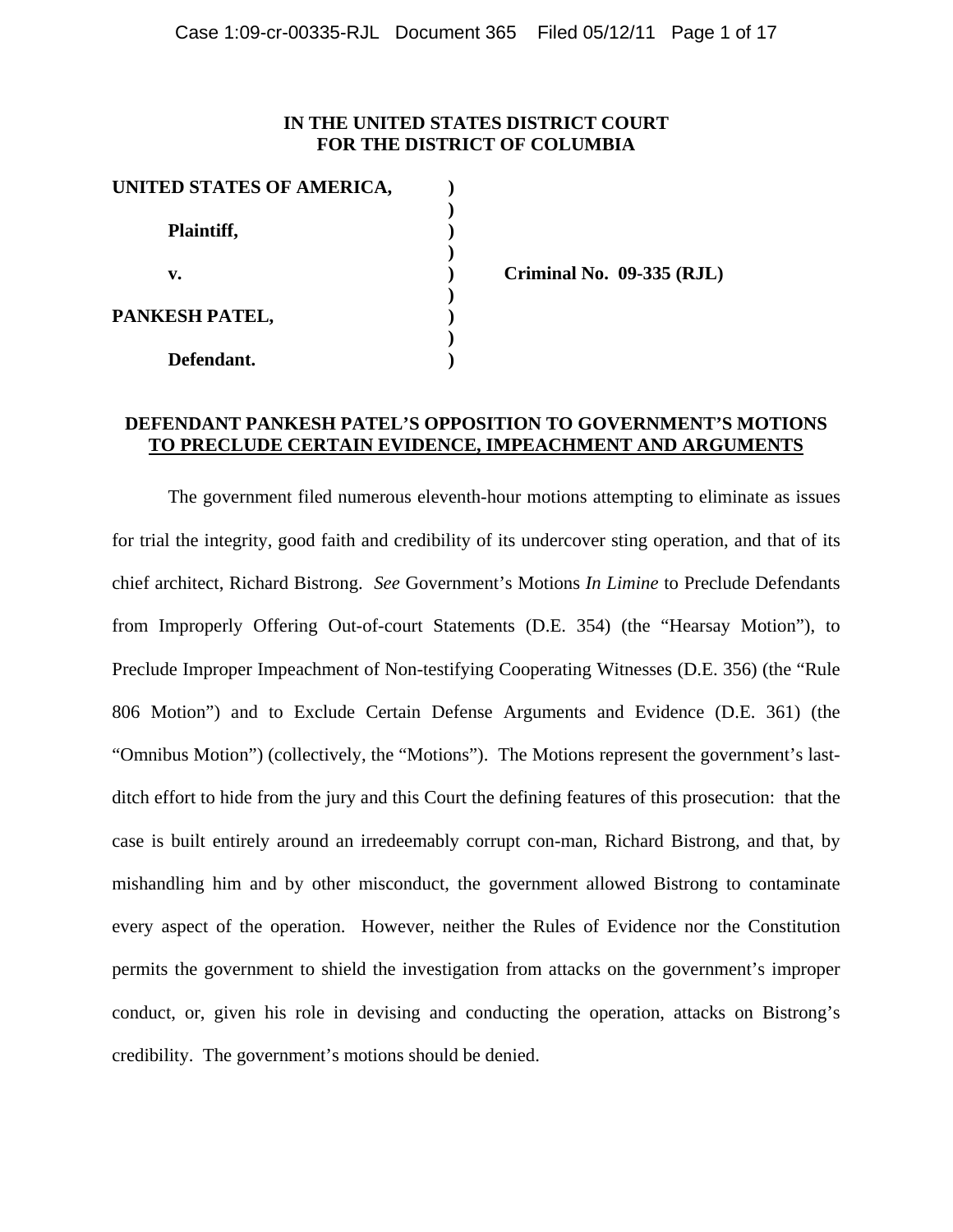**IN THE UNITED STATES DISTRICT COURT**
**FOR THE DISTRICT OF COLUMBIA**

| | | |
|---|---|---|
| **UNITED STATES OF AMERICA,** | **)** | |
| | **)** | |
| **Plaintiff,** | **)** | |
| | **)** | |
| **v.** | **)** | **Criminal No. 09-335 (RJL)** |
| | **)** | |
| **PANKESH PATEL,** | **)** | |
| | **)** | |
| **Defendant.** | **)** | |

**DEFENDANT PANKESH PATEL'S OPPOSITION TO GOVERNMENT'S MOTIONS TO PRECLUDE CERTAIN EVIDENCE, IMPEACHMENT AND ARGUMENTS**

The government filed numerous eleventh-hour motions attempting to eliminate as issues for trial the integrity, good faith and credibility of its undercover sting operation, and that of its chief architect, Richard Bistrong. *See* Government's Motions *In Limine* to Preclude Defendants from Improperly Offering Out-of-court Statements (D.E. 354) (the "Hearsay Motion"), to Preclude Improper Impeachment of Non-testifying Cooperating Witnesses (D.E. 356) (the "Rule 806 Motion") and to Exclude Certain Defense Arguments and Evidence (D.E. 361) (the "Omnibus Motion") (collectively, the "Motions"). The Motions represent the government's last-ditch effort to hide from the jury and this Court the defining features of this prosecution: that the case is built entirely around an irredeemably corrupt con-man, Richard Bistrong, and that, by mishandling him and by other misconduct, the government allowed Bistrong to contaminate every aspect of the operation. However, neither the Rules of Evidence nor the Constitution permits the government to shield the investigation from attacks on the government's improper conduct, or, given his role in devising and conducting the operation, attacks on Bistrong's credibility. The government's motions should be denied.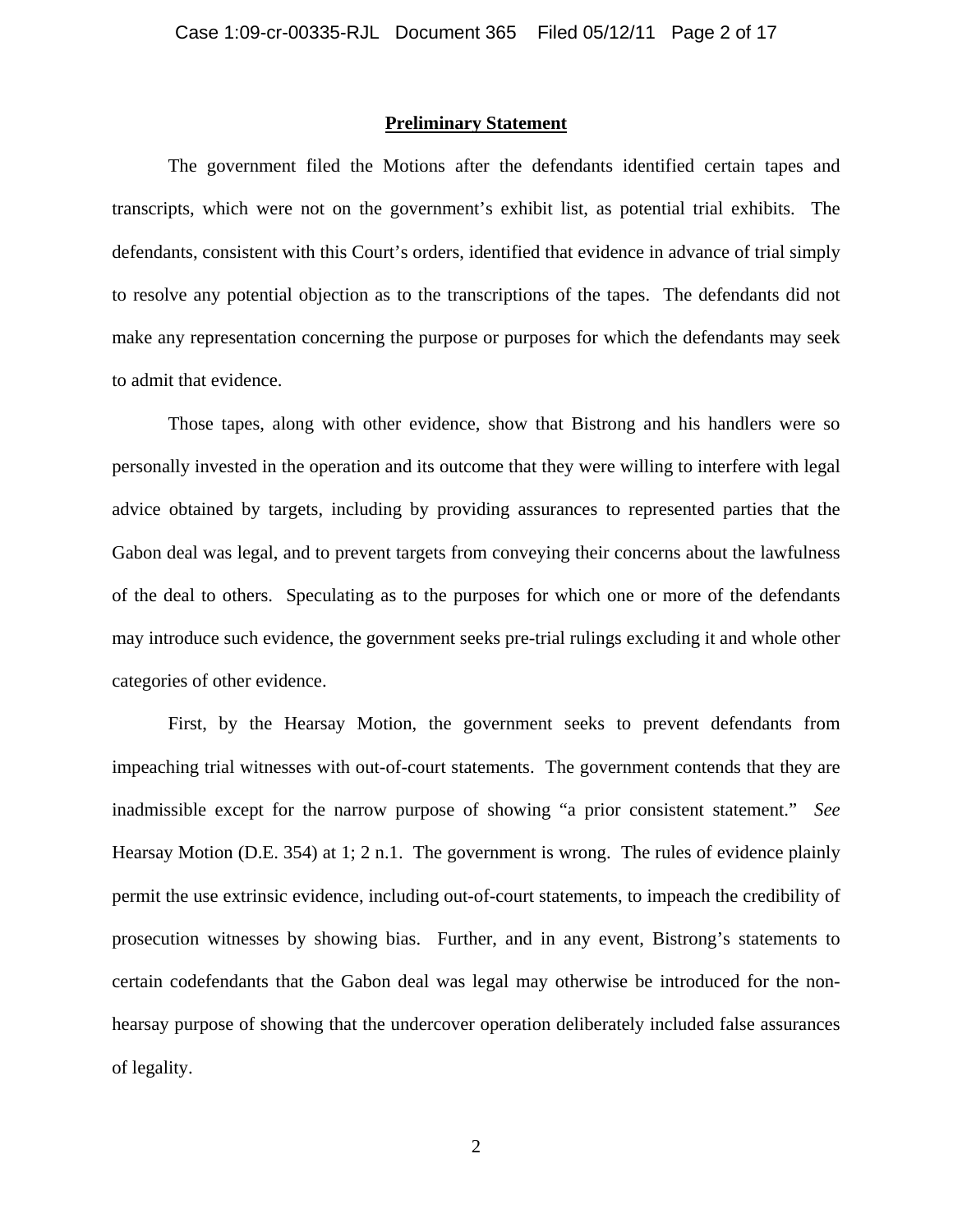## Preliminary Statement

The government filed the Motions after the defendants identified certain tapes and transcripts, which were not on the government's exhibit list, as potential trial exhibits. The defendants, consistent with this Court's orders, identified that evidence in advance of trial simply to resolve any potential objection as to the transcriptions of the tapes. The defendants did not make any representation concerning the purpose or purposes for which the defendants may seek to admit that evidence.

Those tapes, along with other evidence, show that Bistrong and his handlers were so personally invested in the operation and its outcome that they were willing to interfere with legal advice obtained by targets, including by providing assurances to represented parties that the Gabon deal was legal, and to prevent targets from conveying their concerns about the lawfulness of the deal to others. Speculating as to the purposes for which one or more of the defendants may introduce such evidence, the government seeks pre-trial rulings excluding it and whole other categories of other evidence.

First, by the Hearsay Motion, the government seeks to prevent defendants from impeaching trial witnesses with out-of-court statements. The government contends that they are inadmissible except for the narrow purpose of showing "a prior consistent statement." *See* Hearsay Motion (D.E. 354) at 1; 2 n.1. The government is wrong. The rules of evidence plainly permit the use extrinsic evidence, including out-of-court statements, to impeach the credibility of prosecution witnesses by showing bias. Further, and in any event, Bistrong's statements to certain codefendants that the Gabon deal was legal may otherwise be introduced for the non-hearsay purpose of showing that the undercover operation deliberately included false assurances of legality.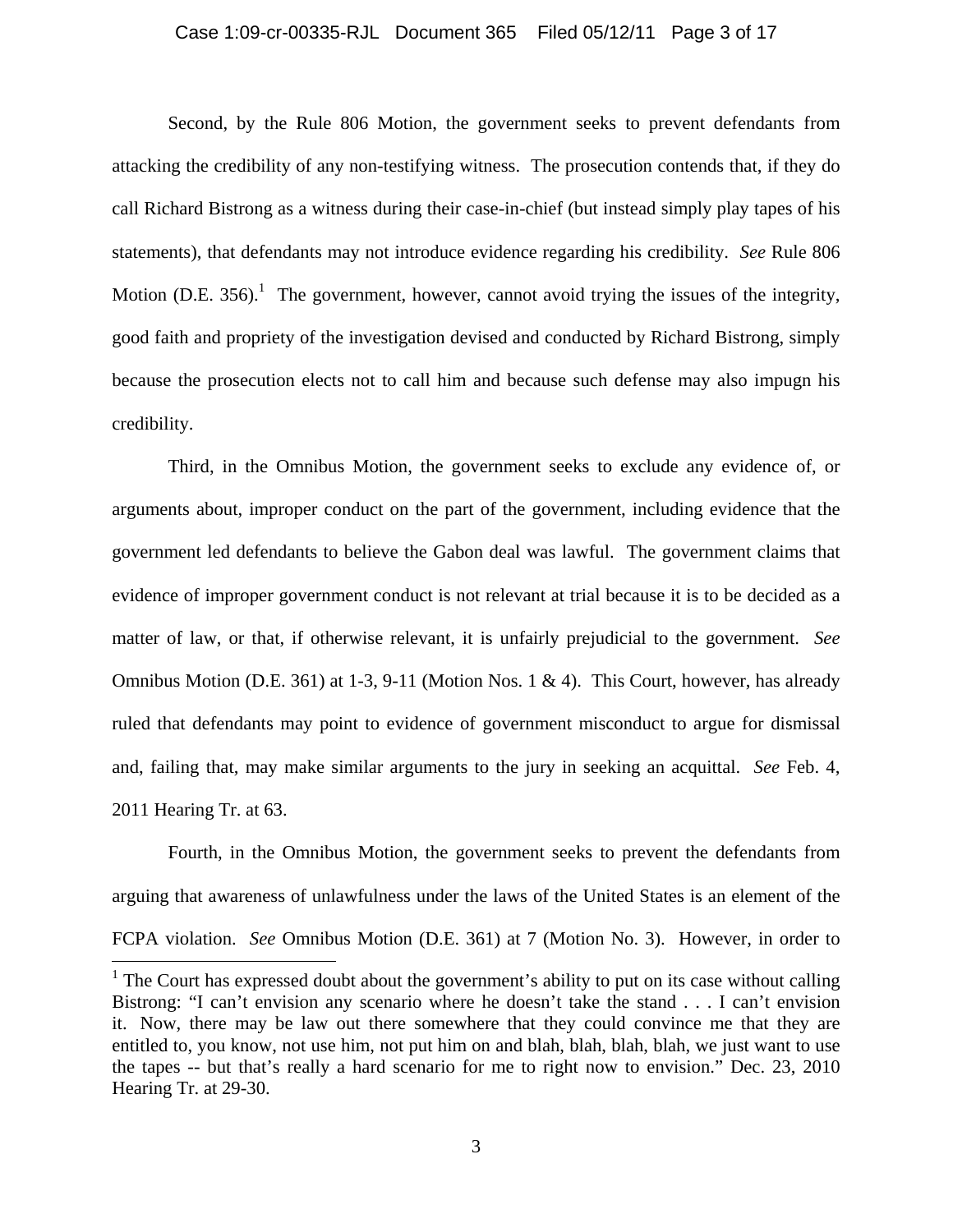Second, by the Rule 806 Motion, the government seeks to prevent defendants from attacking the credibility of any non-testifying witness. The prosecution contends that, if they do call Richard Bistrong as a witness during their case-in-chief (but instead simply play tapes of his statements), that defendants may not introduce evidence regarding his credibility. *See* Rule 806 Motion (D.E. 356).[1] The government, however, cannot avoid trying the issues of the integrity, good faith and propriety of the investigation devised and conducted by Richard Bistrong, simply because the prosecution elects not to call him and because such defense may also impugn his credibility.

Third, in the Omnibus Motion, the government seeks to exclude any evidence of, or arguments about, improper conduct on the part of the government, including evidence that the government led defendants to believe the Gabon deal was lawful. The government claims that evidence of improper government conduct is not relevant at trial because it is to be decided as a matter of law, or that, if otherwise relevant, it is unfairly prejudicial to the government. *See* Omnibus Motion (D.E. 361) at 1-3, 9-11 (Motion Nos. 1 & 4). This Court, however, has already ruled that defendants may point to evidence of government misconduct to argue for dismissal and, failing that, may make similar arguments to the jury in seeking an acquittal. *See* Feb. 4, 2011 Hearing Tr. at 63.

Fourth, in the Omnibus Motion, the government seeks to prevent the defendants from arguing that awareness of unlawfulness under the laws of the United States is an element of the FCPA violation. *See* Omnibus Motion (D.E. 361) at 7 (Motion No. 3). However, in order to

---

[1] The Court has expressed doubt about the government's ability to put on its case without calling Bistrong: "I can't envision any scenario where he doesn't take the stand . . . I can't envision it. Now, there may be law out there somewhere that they could convince me that they are entitled to, you know, not use him, not put him on and blah, blah, blah, blah, we just want to use the tapes -- but that's really a hard scenario for me to right now to envision." Dec. 23, 2010 Hearing Tr. at 29-30.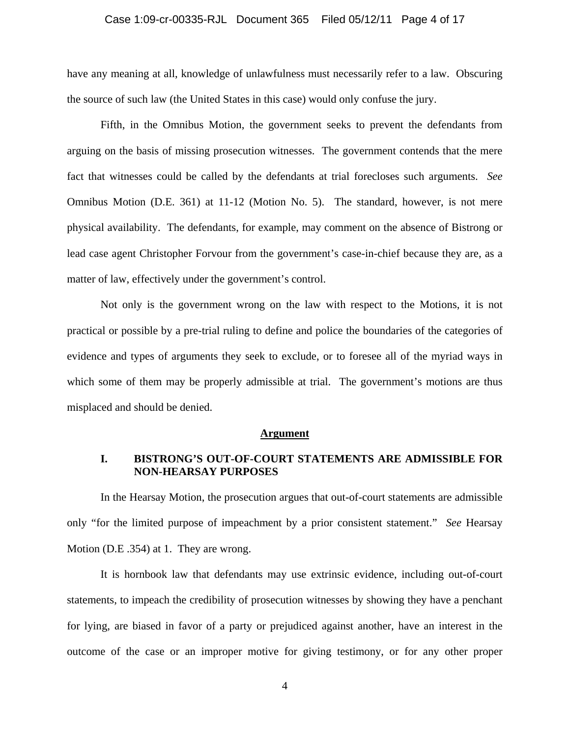have any meaning at all, knowledge of unlawfulness must necessarily refer to a law. Obscuring the source of such law (the United States in this case) would only confuse the jury.

Fifth, in the Omnibus Motion, the government seeks to prevent the defendants from arguing on the basis of missing prosecution witnesses. The government contends that the mere fact that witnesses could be called by the defendants at trial forecloses such arguments. *See* Omnibus Motion (D.E. 361) at 11-12 (Motion No. 5). The standard, however, is not mere physical availability. The defendants, for example, may comment on the absence of Bistrong or lead case agent Christopher Forvour from the government's case-in-chief because they are, as a matter of law, effectively under the government's control.

Not only is the government wrong on the law with respect to the Motions, it is not practical or possible by a pre-trial ruling to define and police the boundaries of the categories of evidence and types of arguments they seek to exclude, or to foresee all of the myriad ways in which some of them may be properly admissible at trial. The government's motions are thus misplaced and should be denied.

## Argument

### I. BISTRONG'S OUT-OF-COURT STATEMENTS ARE ADMISSIBLE FOR NON-HEARSAY PURPOSES

In the Hearsay Motion, the prosecution argues that out-of-court statements are admissible only "for the limited purpose of impeachment by a prior consistent statement." *See* Hearsay Motion (D.E .354) at 1. They are wrong.

It is hornbook law that defendants may use extrinsic evidence, including out-of-court statements, to impeach the credibility of prosecution witnesses by showing they have a penchant for lying, are biased in favor of a party or prejudiced against another, have an interest in the outcome of the case or an improper motive for giving testimony, or for any other proper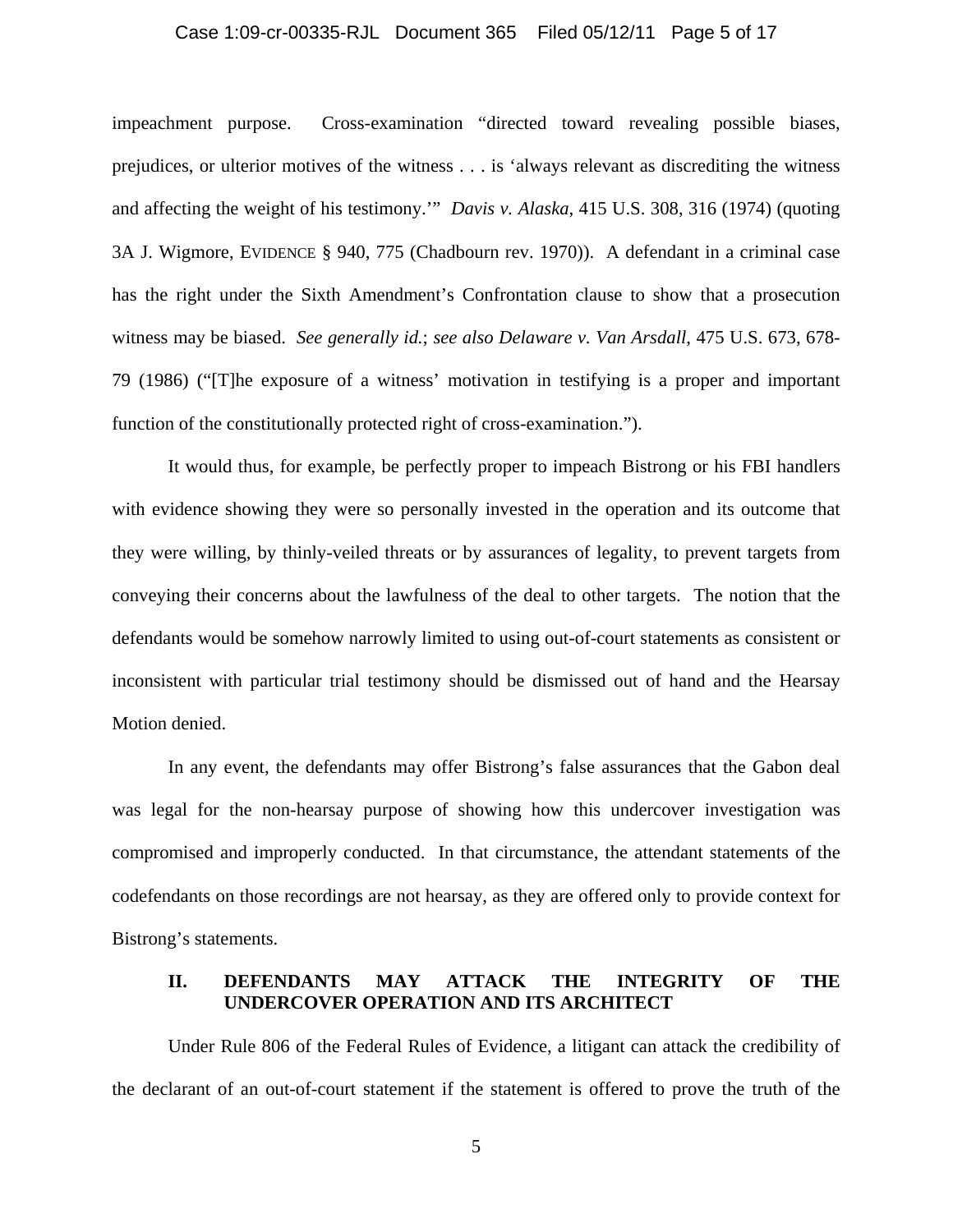impeachment purpose. Cross-examination "directed toward revealing possible biases, prejudices, or ulterior motives of the witness . . . is 'always relevant as discrediting the witness and affecting the weight of his testimony.'" *Davis v. Alaska*, 415 U.S. 308, 316 (1974) (quoting 3A J. Wigmore, EVIDENCE § 940, 775 (Chadbourn rev. 1970)). A defendant in a criminal case has the right under the Sixth Amendment's Confrontation clause to show that a prosecution witness may be biased. *See generally id.*; *see also Delaware v. Van Arsdall*, 475 U.S. 673, 678-79 (1986) ("[T]he exposure of a witness' motivation in testifying is a proper and important function of the constitutionally protected right of cross-examination.").

It would thus, for example, be perfectly proper to impeach Bistrong or his FBI handlers with evidence showing they were so personally invested in the operation and its outcome that they were willing, by thinly-veiled threats or by assurances of legality, to prevent targets from conveying their concerns about the lawfulness of the deal to other targets. The notion that the defendants would be somehow narrowly limited to using out-of-court statements as consistent or inconsistent with particular trial testimony should be dismissed out of hand and the Hearsay Motion denied.

In any event, the defendants may offer Bistrong's false assurances that the Gabon deal was legal for the non-hearsay purpose of showing how this undercover investigation was compromised and improperly conducted. In that circumstance, the attendant statements of the codefendants on those recordings are not hearsay, as they are offered only to provide context for Bistrong's statements.

## II. DEFENDANTS MAY ATTACK THE INTEGRITY OF THE UNDERCOVER OPERATION AND ITS ARCHITECT

Under Rule 806 of the Federal Rules of Evidence, a litigant can attack the credibility of the declarant of an out-of-court statement if the statement is offered to prove the truth of the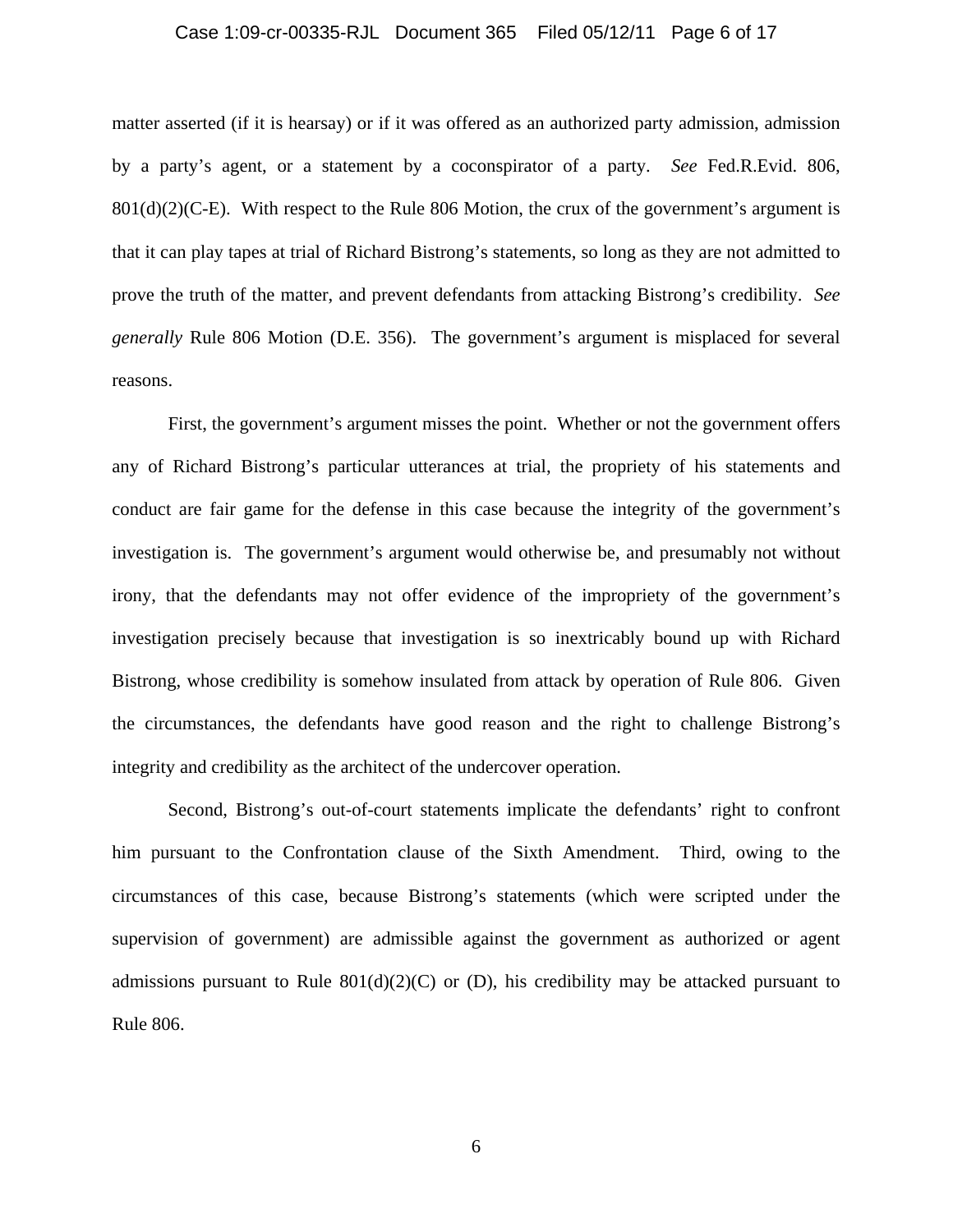matter asserted (if it is hearsay) or if it was offered as an authorized party admission, admission by a party's agent, or a statement by a coconspirator of a party. *See* Fed.R.Evid. 806, 801(d)(2)(C-E). With respect to the Rule 806 Motion, the crux of the government's argument is that it can play tapes at trial of Richard Bistrong's statements, so long as they are not admitted to prove the truth of the matter, and prevent defendants from attacking Bistrong's credibility. *See generally* Rule 806 Motion (D.E. 356). The government's argument is misplaced for several reasons.

First, the government's argument misses the point. Whether or not the government offers any of Richard Bistrong's particular utterances at trial, the propriety of his statements and conduct are fair game for the defense in this case because the integrity of the government's investigation is. The government's argument would otherwise be, and presumably not without irony, that the defendants may not offer evidence of the impropriety of the government's investigation precisely because that investigation is so inextricably bound up with Richard Bistrong, whose credibility is somehow insulated from attack by operation of Rule 806. Given the circumstances, the defendants have good reason and the right to challenge Bistrong's integrity and credibility as the architect of the undercover operation.

Second, Bistrong's out-of-court statements implicate the defendants' right to confront him pursuant to the Confrontation clause of the Sixth Amendment. Third, owing to the circumstances of this case, because Bistrong's statements (which were scripted under the supervision of government) are admissible against the government as authorized or agent admissions pursuant to Rule 801(d)(2)(C) or (D), his credibility may be attacked pursuant to Rule 806.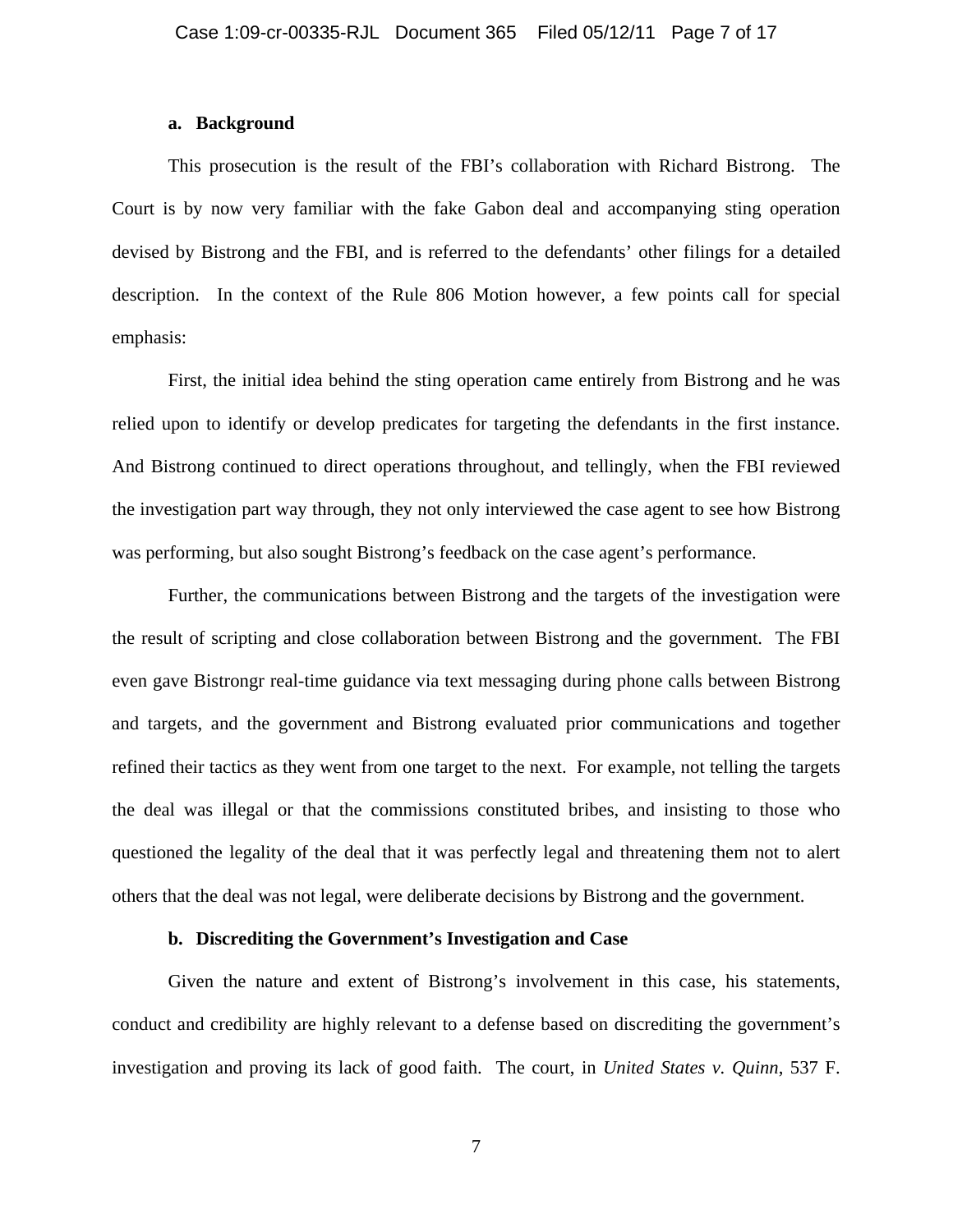**a. Background**

This prosecution is the result of the FBI's collaboration with Richard Bistrong. The Court is by now very familiar with the fake Gabon deal and accompanying sting operation devised by Bistrong and the FBI, and is referred to the defendants' other filings for a detailed description. In the context of the Rule 806 Motion however, a few points call for special emphasis:

First, the initial idea behind the sting operation came entirely from Bistrong and he was relied upon to identify or develop predicates for targeting the defendants in the first instance. And Bistrong continued to direct operations throughout, and tellingly, when the FBI reviewed the investigation part way through, they not only interviewed the case agent to see how Bistrong was performing, but also sought Bistrong's feedback on the case agent's performance.

Further, the communications between Bistrong and the targets of the investigation were the result of scripting and close collaboration between Bistrong and the government. The FBI even gave Bistrongr real-time guidance via text messaging during phone calls between Bistrong and targets, and the government and Bistrong evaluated prior communications and together refined their tactics as they went from one target to the next. For example, not telling the targets the deal was illegal or that the commissions constituted bribes, and insisting to those who questioned the legality of the deal that it was perfectly legal and threatening them not to alert others that the deal was not legal, were deliberate decisions by Bistrong and the government.

**b. Discrediting the Government's Investigation and Case**

Given the nature and extent of Bistrong's involvement in this case, his statements, conduct and credibility are highly relevant to a defense based on discrediting the government's investigation and proving its lack of good faith. The court, in *United States v. Quinn*, 537 F.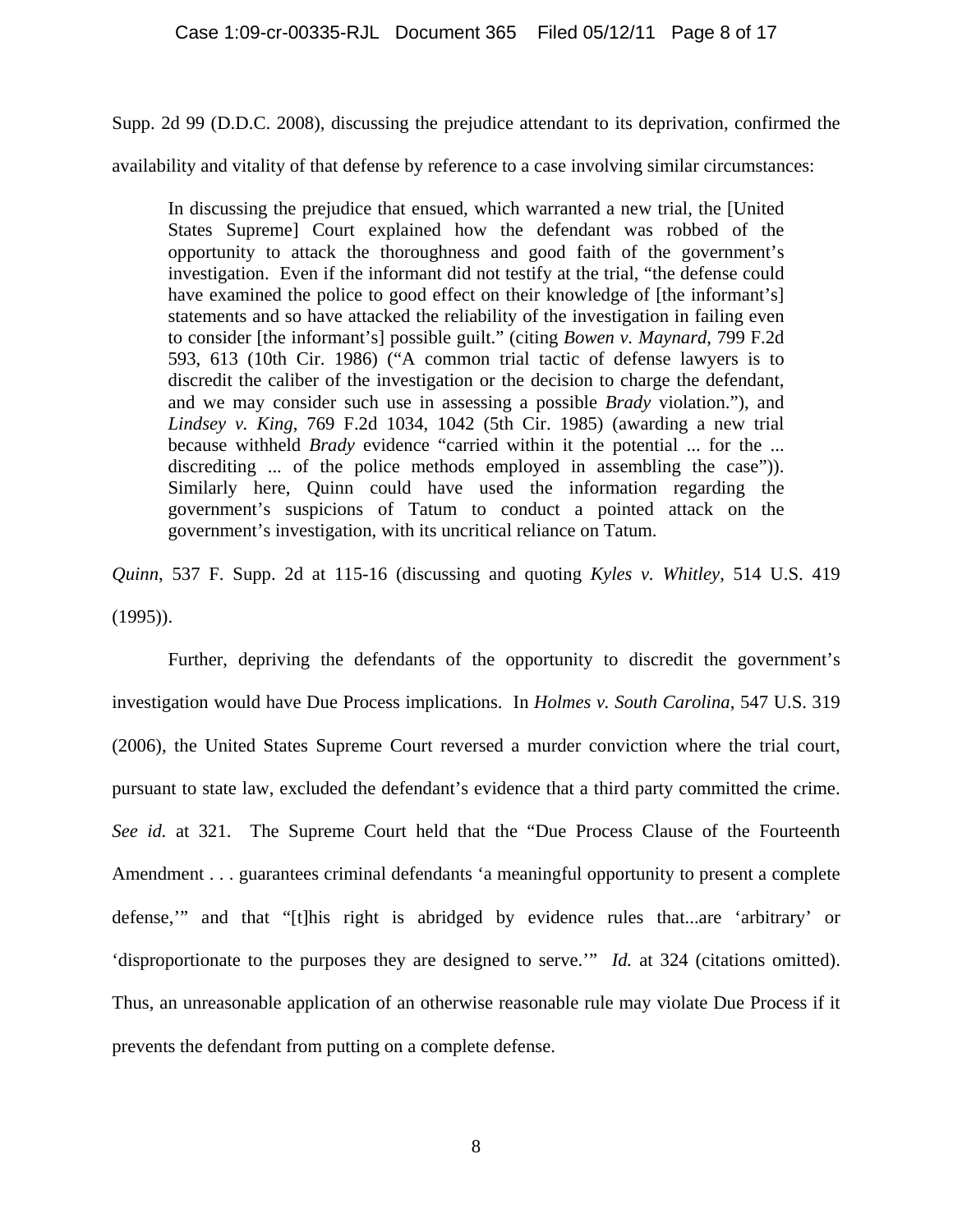Supp. 2d 99 (D.D.C. 2008), discussing the prejudice attendant to its deprivation, confirmed the availability and vitality of that defense by reference to a case involving similar circumstances:

> In discussing the prejudice that ensued, which warranted a new trial, the [United States Supreme] Court explained how the defendant was robbed of the opportunity to attack the thoroughness and good faith of the government's investigation. Even if the informant did not testify at the trial, "the defense could have examined the police to good effect on their knowledge of [the informant's] statements and so have attacked the reliability of the investigation in failing even to consider [the informant's] possible guilt." (citing *Bowen v. Maynard*, 799 F.2d 593, 613 (10th Cir. 1986) ("A common trial tactic of defense lawyers is to discredit the caliber of the investigation or the decision to charge the defendant, and we may consider such use in assessing a possible *Brady* violation."), and *Lindsey v. King*, 769 F.2d 1034, 1042 (5th Cir. 1985) (awarding a new trial because withheld *Brady* evidence "carried within it the potential ... for the ... discrediting ... of the police methods employed in assembling the case")). Similarly here, Quinn could have used the information regarding the government's suspicions of Tatum to conduct a pointed attack on the government's investigation, with its uncritical reliance on Tatum.

*Quinn*, 537 F. Supp. 2d at 115-16 (discussing and quoting *Kyles v. Whitley*, 514 U.S. 419 (1995)).

Further, depriving the defendants of the opportunity to discredit the government's investigation would have Due Process implications. In *Holmes v. South Carolina*, 547 U.S. 319 (2006), the United States Supreme Court reversed a murder conviction where the trial court, pursuant to state law, excluded the defendant's evidence that a third party committed the crime. *See id.* at 321. The Supreme Court held that the "Due Process Clause of the Fourteenth Amendment . . . guarantees criminal defendants 'a meaningful opportunity to present a complete defense,'" and that "[t]his right is abridged by evidence rules that...are 'arbitrary' or 'disproportionate to the purposes they are designed to serve.'" *Id.* at 324 (citations omitted). Thus, an unreasonable application of an otherwise reasonable rule may violate Due Process if it prevents the defendant from putting on a complete defense.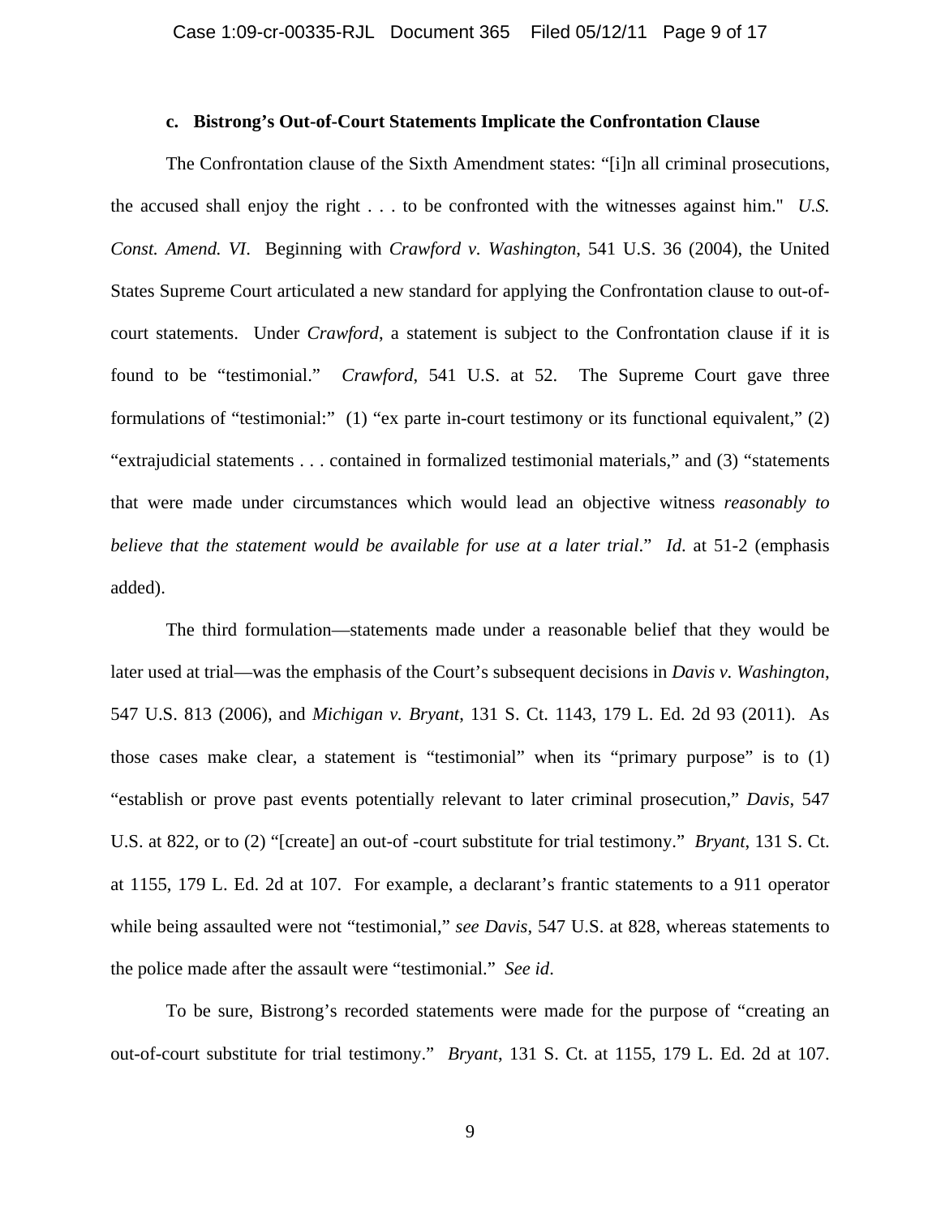#### c. Bistrong's Out-of-Court Statements Implicate the Confrontation Clause

The Confrontation clause of the Sixth Amendment states: "[i]n all criminal prosecutions, the accused shall enjoy the right . . . to be confronted with the witnesses against him." *U.S. Const. Amend. VI*. Beginning with *Crawford v. Washington*, 541 U.S. 36 (2004), the United States Supreme Court articulated a new standard for applying the Confrontation clause to out-of-court statements. Under *Crawford*, a statement is subject to the Confrontation clause if it is found to be "testimonial." *Crawford*, 541 U.S. at 52. The Supreme Court gave three formulations of "testimonial:" (1) "ex parte in-court testimony or its functional equivalent," (2) "extrajudicial statements . . . contained in formalized testimonial materials," and (3) "statements that were made under circumstances which would lead an objective witness *reasonably to believe that the statement would be available for use at a later trial*." *Id*. at 51-2 (emphasis added).

The third formulation—statements made under a reasonable belief that they would be later used at trial—was the emphasis of the Court's subsequent decisions in *Davis v. Washington*, 547 U.S. 813 (2006), and *Michigan v. Bryant*, 131 S. Ct. 1143, 179 L. Ed. 2d 93 (2011). As those cases make clear, a statement is "testimonial" when its "primary purpose" is to (1) "establish or prove past events potentially relevant to later criminal prosecution," *Davis*, 547 U.S. at 822, or to (2) "[create] an out-of -court substitute for trial testimony." *Bryant*, 131 S. Ct. at 1155, 179 L. Ed. 2d at 107. For example, a declarant's frantic statements to a 911 operator while being assaulted were not "testimonial," *see Davis*, 547 U.S. at 828, whereas statements to the police made after the assault were "testimonial." *See id*.

To be sure, Bistrong's recorded statements were made for the purpose of "creating an out-of-court substitute for trial testimony." *Bryant*, 131 S. Ct. at 1155, 179 L. Ed. 2d at 107.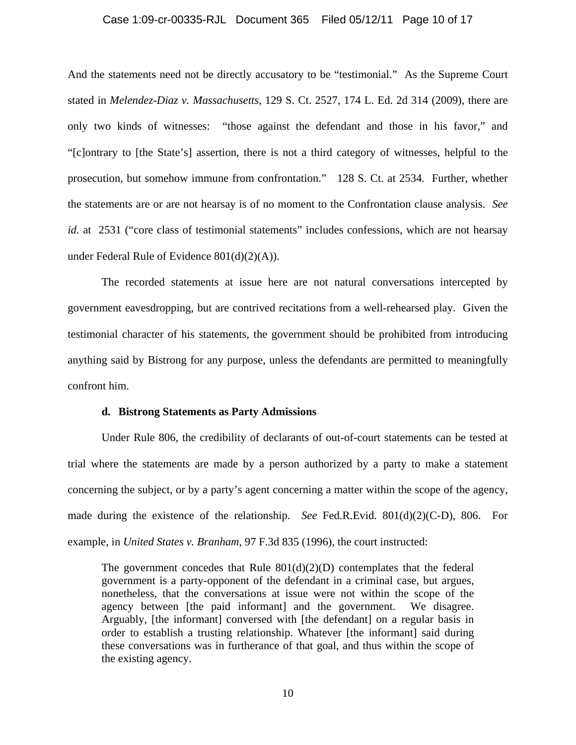And the statements need not be directly accusatory to be "testimonial." As the Supreme Court stated in *Melendez-Diaz v. Massachusetts*, 129 S. Ct. 2527, 174 L. Ed. 2d 314 (2009), there are only two kinds of witnesses: "those against the defendant and those in his favor," and "[c]ontrary to [the State's] assertion, there is not a third category of witnesses, helpful to the prosecution, but somehow immune from confrontation." 128 S. Ct. at 2534. Further, whether the statements are or are not hearsay is of no moment to the Confrontation clause analysis. *See id.* at 2531 ("core class of testimonial statements" includes confessions, which are not hearsay under Federal Rule of Evidence 801(d)(2)(A)).

The recorded statements at issue here are not natural conversations intercepted by government eavesdropping, but are contrived recitations from a well-rehearsed play. Given the testimonial character of his statements, the government should be prohibited from introducing anything said by Bistrong for any purpose, unless the defendants are permitted to meaningfully confront him.

**d. Bistrong Statements as Party Admissions**

Under Rule 806, the credibility of declarants of out-of-court statements can be tested at trial where the statements are made by a person authorized by a party to make a statement concerning the subject, or by a party's agent concerning a matter within the scope of the agency, made during the existence of the relationship. *See* Fed.R.Evid. 801(d)(2)(C-D), 806. For example, in *United States v. Branham*, 97 F.3d 835 (1996), the court instructed:

> The government concedes that Rule 801(d)(2)(D) contemplates that the federal government is a party-opponent of the defendant in a criminal case, but argues, nonetheless, that the conversations at issue were not within the scope of the agency between [the paid informant] and the government. We disagree. Arguably, [the informant] conversed with [the defendant] on a regular basis in order to establish a trusting relationship. Whatever [the informant] said during these conversations was in furtherance of that goal, and thus within the scope of the existing agency.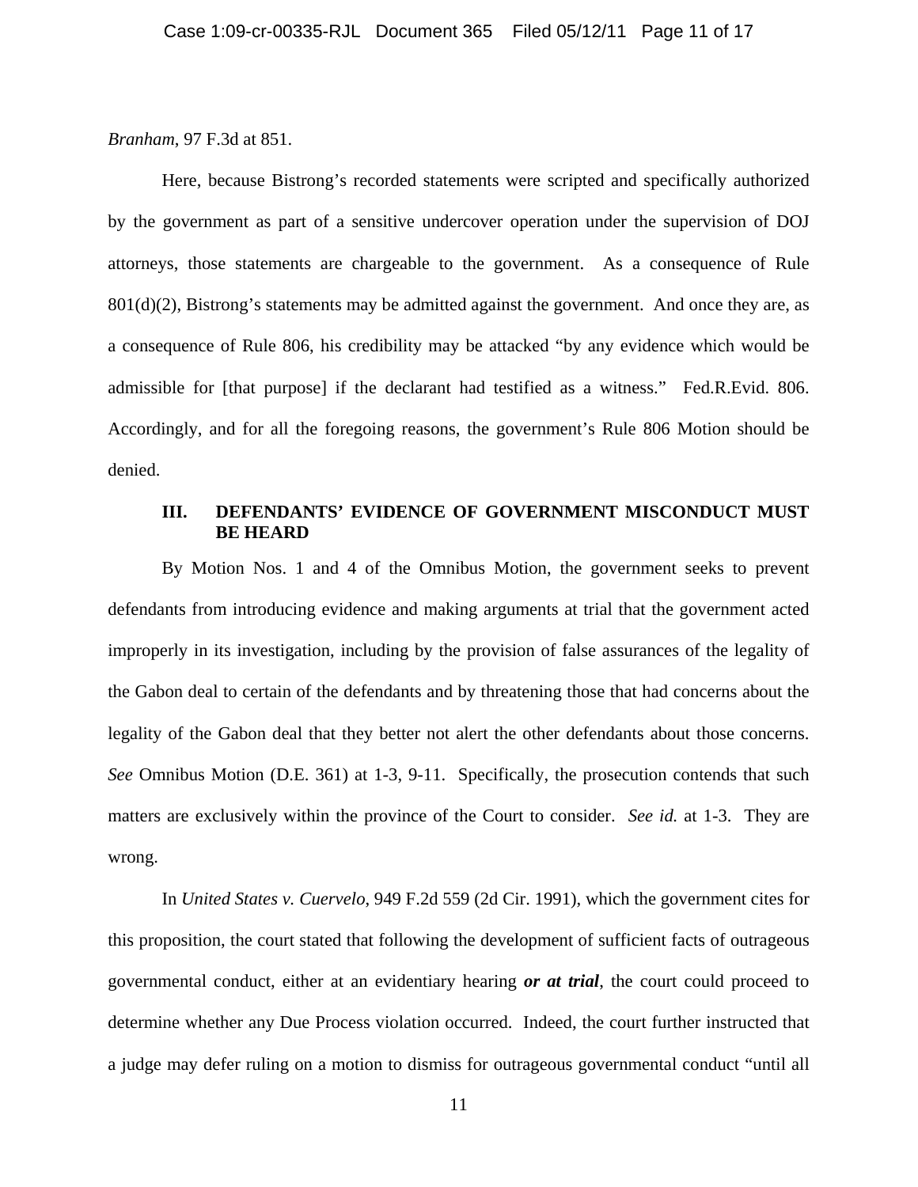*Branham*, 97 F.3d at 851.

Here, because Bistrong's recorded statements were scripted and specifically authorized by the government as part of a sensitive undercover operation under the supervision of DOJ attorneys, those statements are chargeable to the government. As a consequence of Rule 801(d)(2), Bistrong's statements may be admitted against the government. And once they are, as a consequence of Rule 806, his credibility may be attacked "by any evidence which would be admissible for [that purpose] if the declarant had testified as a witness." Fed.R.Evid. 806. Accordingly, and for all the foregoing reasons, the government's Rule 806 Motion should be denied.

## III. DEFENDANTS' EVIDENCE OF GOVERNMENT MISCONDUCT MUST BE HEARD

By Motion Nos. 1 and 4 of the Omnibus Motion, the government seeks to prevent defendants from introducing evidence and making arguments at trial that the government acted improperly in its investigation, including by the provision of false assurances of the legality of the Gabon deal to certain of the defendants and by threatening those that had concerns about the legality of the Gabon deal that they better not alert the other defendants about those concerns. *See* Omnibus Motion (D.E. 361) at 1-3, 9-11. Specifically, the prosecution contends that such matters are exclusively within the province of the Court to consider. *See id.* at 1-3. They are wrong.

In *United States v. Cuervelo*, 949 F.2d 559 (2d Cir. 1991), which the government cites for this proposition, the court stated that following the development of sufficient facts of outrageous governmental conduct, either at an evidentiary hearing ***or at trial***, the court could proceed to determine whether any Due Process violation occurred. Indeed, the court further instructed that a judge may defer ruling on a motion to dismiss for outrageous governmental conduct "until all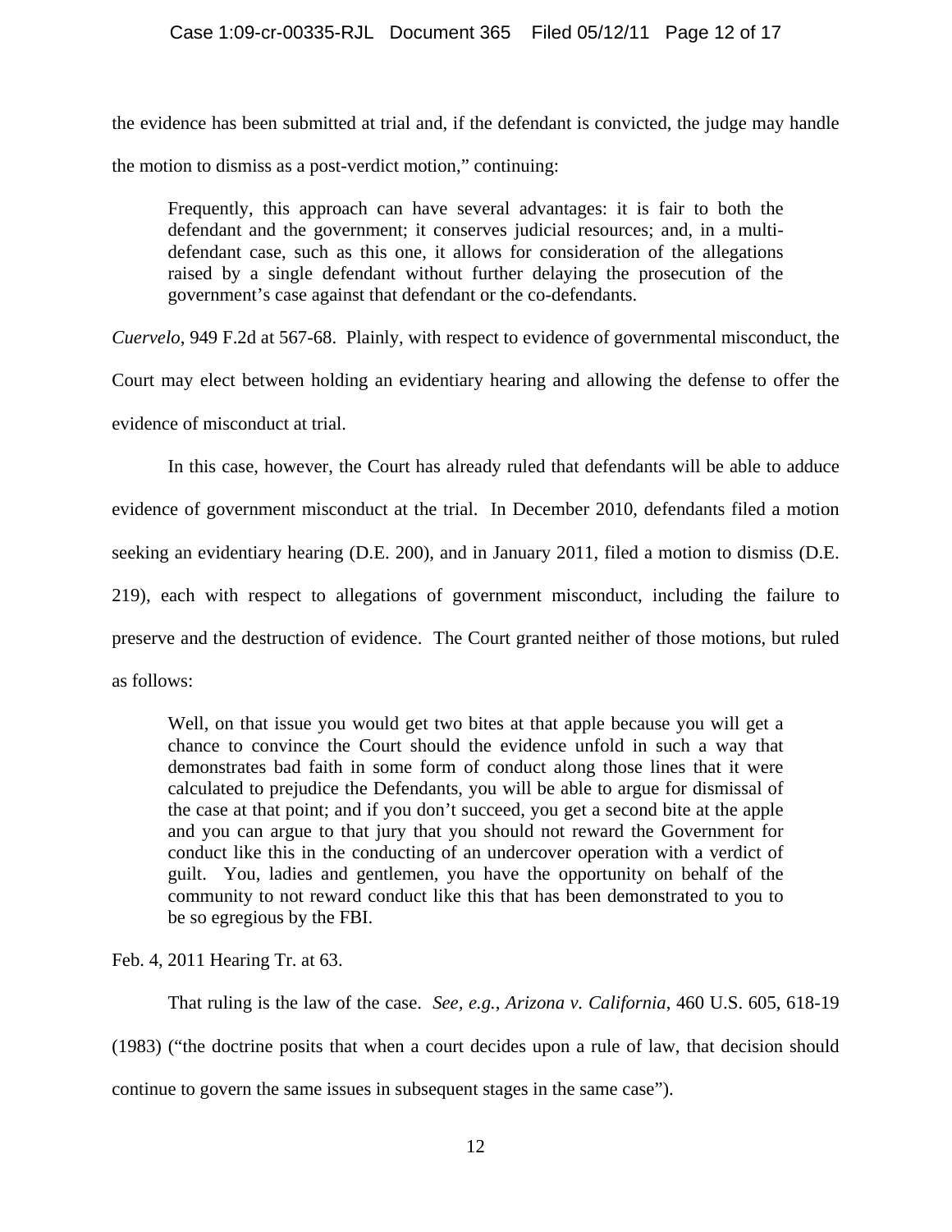the evidence has been submitted at trial and, if the defendant is convicted, the judge may handle the motion to dismiss as a post-verdict motion," continuing:

> Frequently, this approach can have several advantages: it is fair to both the defendant and the government; it conserves judicial resources; and, in a multi-defendant case, such as this one, it allows for consideration of the allegations raised by a single defendant without further delaying the prosecution of the government's case against that defendant or the co-defendants.

*Cuervelo*, 949 F.2d at 567-68. Plainly, with respect to evidence of governmental misconduct, the Court may elect between holding an evidentiary hearing and allowing the defense to offer the evidence of misconduct at trial.

In this case, however, the Court has already ruled that defendants will be able to adduce evidence of government misconduct at the trial. In December 2010, defendants filed a motion seeking an evidentiary hearing (D.E. 200), and in January 2011, filed a motion to dismiss (D.E. 219), each with respect to allegations of government misconduct, including the failure to preserve and the destruction of evidence. The Court granted neither of those motions, but ruled as follows:

> Well, on that issue you would get two bites at that apple because you will get a chance to convince the Court should the evidence unfold in such a way that demonstrates bad faith in some form of conduct along those lines that it were calculated to prejudice the Defendants, you will be able to argue for dismissal of the case at that point; and if you don't succeed, you get a second bite at the apple and you can argue to that jury that you should not reward the Government for conduct like this in the conducting of an undercover operation with a verdict of guilt. You, ladies and gentlemen, you have the opportunity on behalf of the community to not reward conduct like this that has been demonstrated to you to be so egregious by the FBI.

Feb. 4, 2011 Hearing Tr. at 63.

That ruling is the law of the case. *See, e.g.*, *Arizona v. California*, 460 U.S. 605, 618-19 (1983) ("the doctrine posits that when a court decides upon a rule of law, that decision should continue to govern the same issues in subsequent stages in the same case").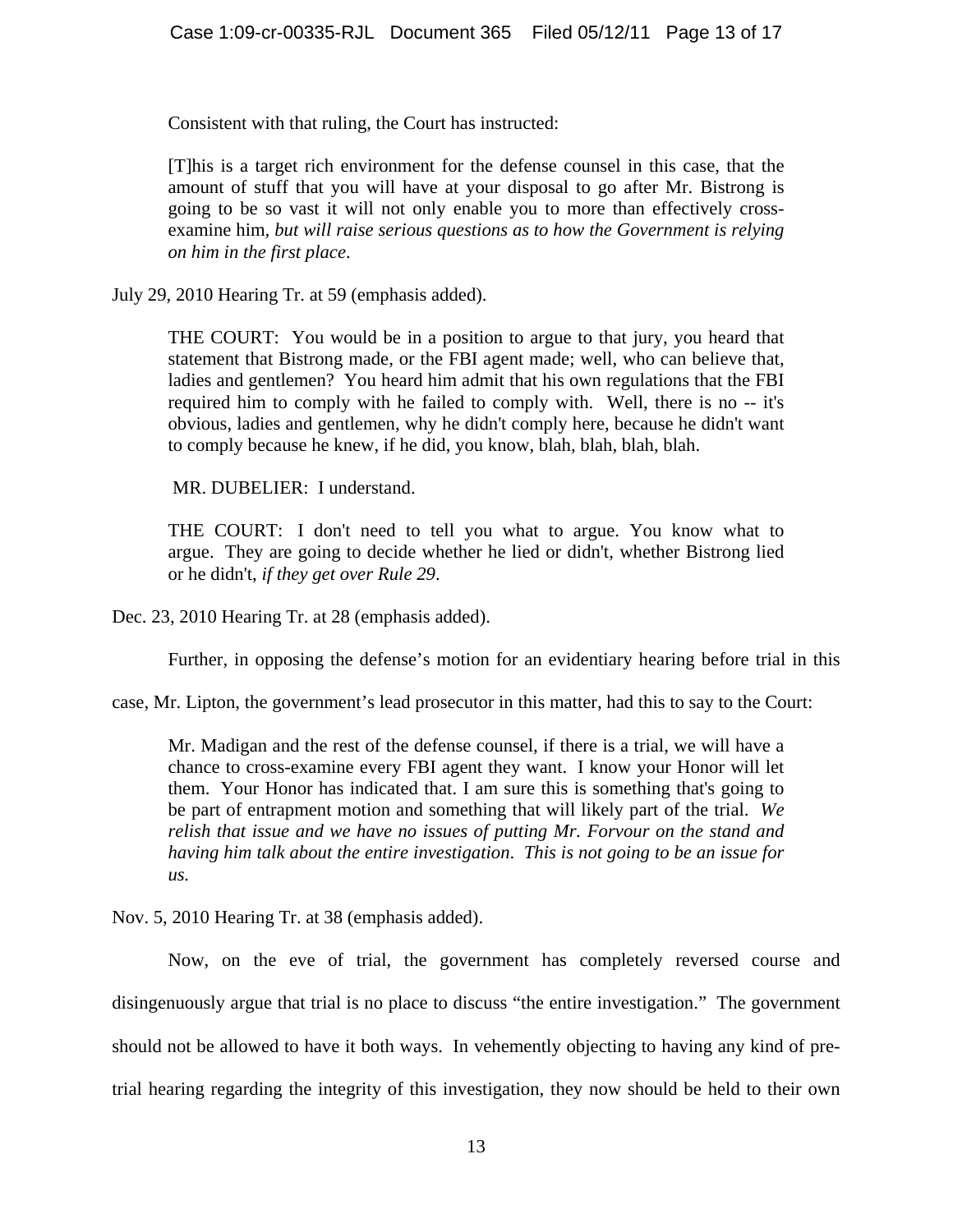Consistent with that ruling, the Court has instructed:

> [T]his is a target rich environment for the defense counsel in this case, that the amount of stuff that you will have at your disposal to go after Mr. Bistrong is going to be so vast it will not only enable you to more than effectively cross-examine him, *but will raise serious questions as to how the Government is relying on him in the first place*.

July 29, 2010 Hearing Tr. at 59 (emphasis added).

> THE COURT: You would be in a position to argue to that jury, you heard that statement that Bistrong made, or the FBI agent made; well, who can believe that, ladies and gentlemen? You heard him admit that his own regulations that the FBI required him to comply with he failed to comply with. Well, there is no -- it's obvious, ladies and gentlemen, why he didn't comply here, because he didn't want to comply because he knew, if he did, you know, blah, blah, blah, blah.
>
> MR. DUBELIER: I understand.
>
> THE COURT: I don't need to tell you what to argue. You know what to argue. They are going to decide whether he lied or didn't, whether Bistrong lied or he didn't, *if they get over Rule 29*.

Dec. 23, 2010 Hearing Tr. at 28 (emphasis added).

Further, in opposing the defense's motion for an evidentiary hearing before trial in this case, Mr. Lipton, the government's lead prosecutor in this matter, had this to say to the Court:

> Mr. Madigan and the rest of the defense counsel, if there is a trial, we will have a chance to cross-examine every FBI agent they want. I know your Honor will let them. Your Honor has indicated that. I am sure this is something that's going to be part of entrapment motion and something that will likely part of the trial. *We relish that issue and we have no issues of putting Mr. Forvour on the stand and having him talk about the entire investigation. This is not going to be an issue for us.*

Nov. 5, 2010 Hearing Tr. at 38 (emphasis added).

Now, on the eve of trial, the government has completely reversed course and disingenuously argue that trial is no place to discuss "the entire investigation." The government should not be allowed to have it both ways. In vehemently objecting to having any kind of pre-trial hearing regarding the integrity of this investigation, they now should be held to their own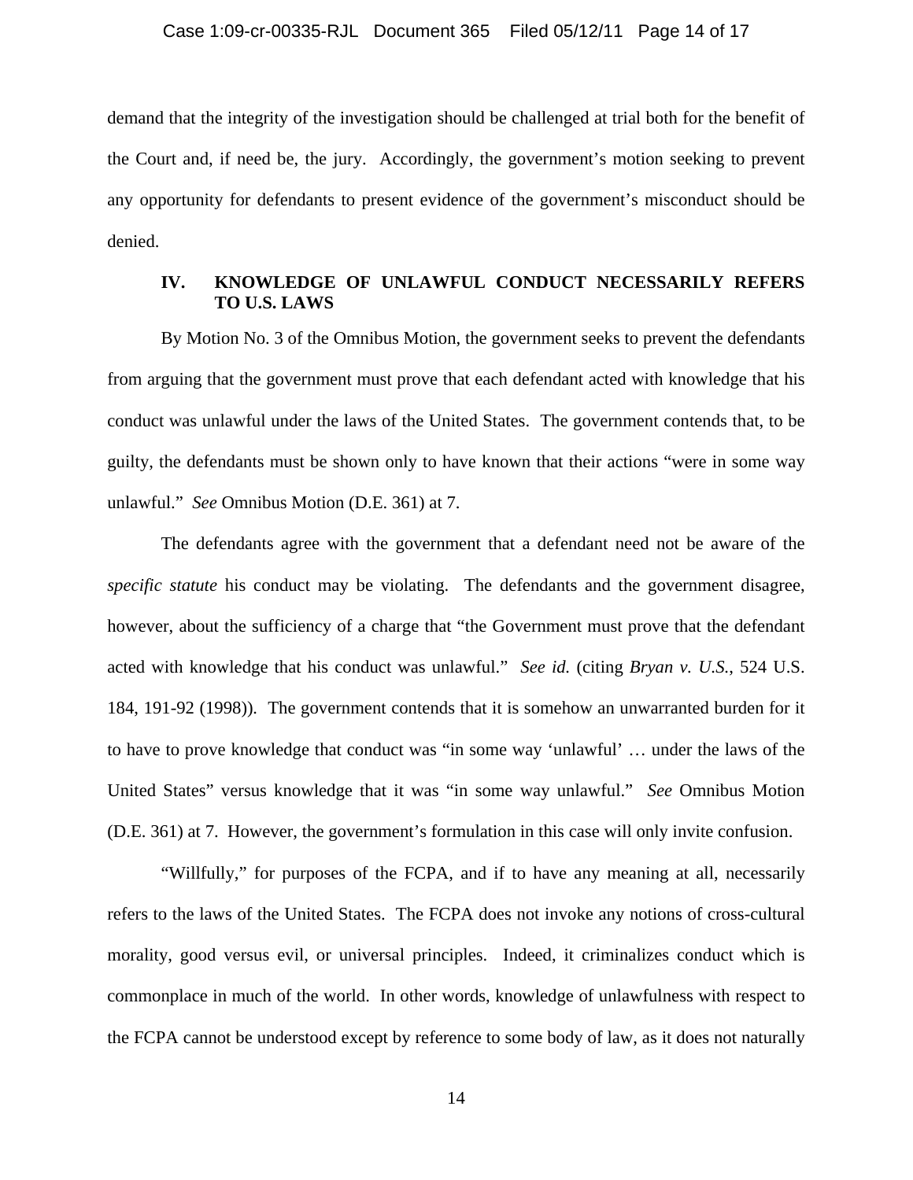demand that the integrity of the investigation should be challenged at trial both for the benefit of the Court and, if need be, the jury. Accordingly, the government's motion seeking to prevent any opportunity for defendants to present evidence of the government's misconduct should be denied.

## IV. KNOWLEDGE OF UNLAWFUL CONDUCT NECESSARILY REFERS TO U.S. LAWS

By Motion No. 3 of the Omnibus Motion, the government seeks to prevent the defendants from arguing that the government must prove that each defendant acted with knowledge that his conduct was unlawful under the laws of the United States. The government contends that, to be guilty, the defendants must be shown only to have known that their actions "were in some way unlawful." *See* Omnibus Motion (D.E. 361) at 7.

The defendants agree with the government that a defendant need not be aware of the *specific statute* his conduct may be violating. The defendants and the government disagree, however, about the sufficiency of a charge that "the Government must prove that the defendant acted with knowledge that his conduct was unlawful." *See id.* (citing *Bryan v. U.S.*, 524 U.S. 184, 191-92 (1998)). The government contends that it is somehow an unwarranted burden for it to have to prove knowledge that conduct was "in some way 'unlawful' … under the laws of the United States" versus knowledge that it was "in some way unlawful." *See* Omnibus Motion (D.E. 361) at 7. However, the government's formulation in this case will only invite confusion.

"Willfully," for purposes of the FCPA, and if to have any meaning at all, necessarily refers to the laws of the United States. The FCPA does not invoke any notions of cross-cultural morality, good versus evil, or universal principles. Indeed, it criminalizes conduct which is commonplace in much of the world. In other words, knowledge of unlawfulness with respect to the FCPA cannot be understood except by reference to some body of law, as it does not naturally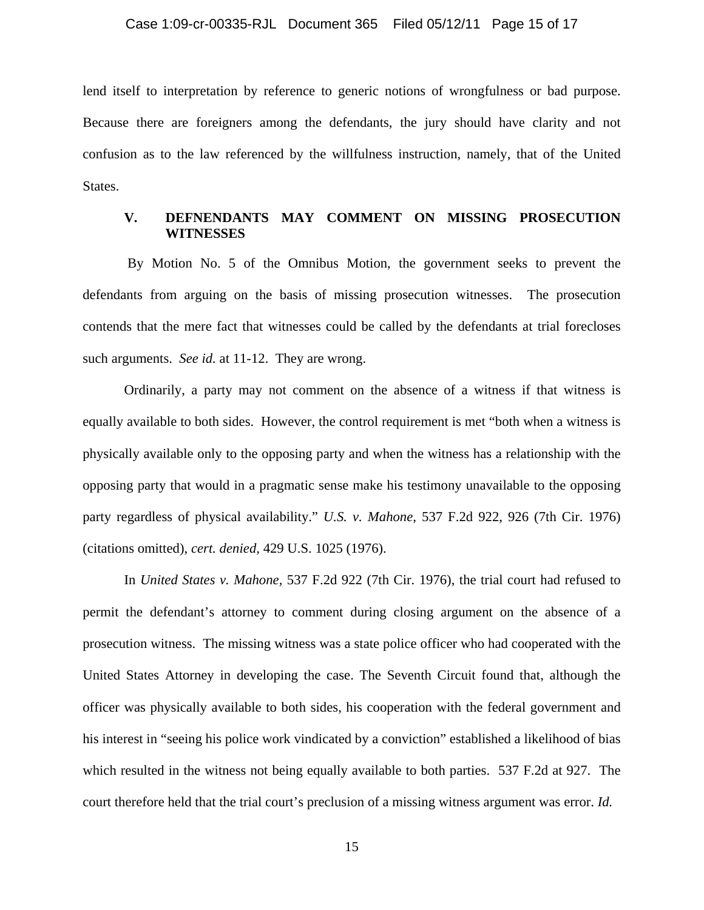lend itself to interpretation by reference to generic notions of wrongfulness or bad purpose. Because there are foreigners among the defendants, the jury should have clarity and not confusion as to the law referenced by the willfulness instruction, namely, that of the United States.

## V. DEFNENDANTS MAY COMMENT ON MISSING PROSECUTION WITNESSES

By Motion No. 5 of the Omnibus Motion, the government seeks to prevent the defendants from arguing on the basis of missing prosecution witnesses. The prosecution contends that the mere fact that witnesses could be called by the defendants at trial forecloses such arguments. *See id.* at 11-12. They are wrong.

Ordinarily, a party may not comment on the absence of a witness if that witness is equally available to both sides. However, the control requirement is met "both when a witness is physically available only to the opposing party and when the witness has a relationship with the opposing party that would in a pragmatic sense make his testimony unavailable to the opposing party regardless of physical availability." *U.S. v. Mahone*, 537 F.2d 922, 926 (7th Cir. 1976) (citations omitted), *cert. denied*, 429 U.S. 1025 (1976).

In *United States v. Mahone,* 537 F.2d 922 (7th Cir. 1976), the trial court had refused to permit the defendant's attorney to comment during closing argument on the absence of a prosecution witness. The missing witness was a state police officer who had cooperated with the United States Attorney in developing the case. The Seventh Circuit found that, although the officer was physically available to both sides, his cooperation with the federal government and his interest in "seeing his police work vindicated by a conviction" established a likelihood of bias which resulted in the witness not being equally available to both parties. 537 F.2d at 927. The court therefore held that the trial court's preclusion of a missing witness argument was error. *Id.*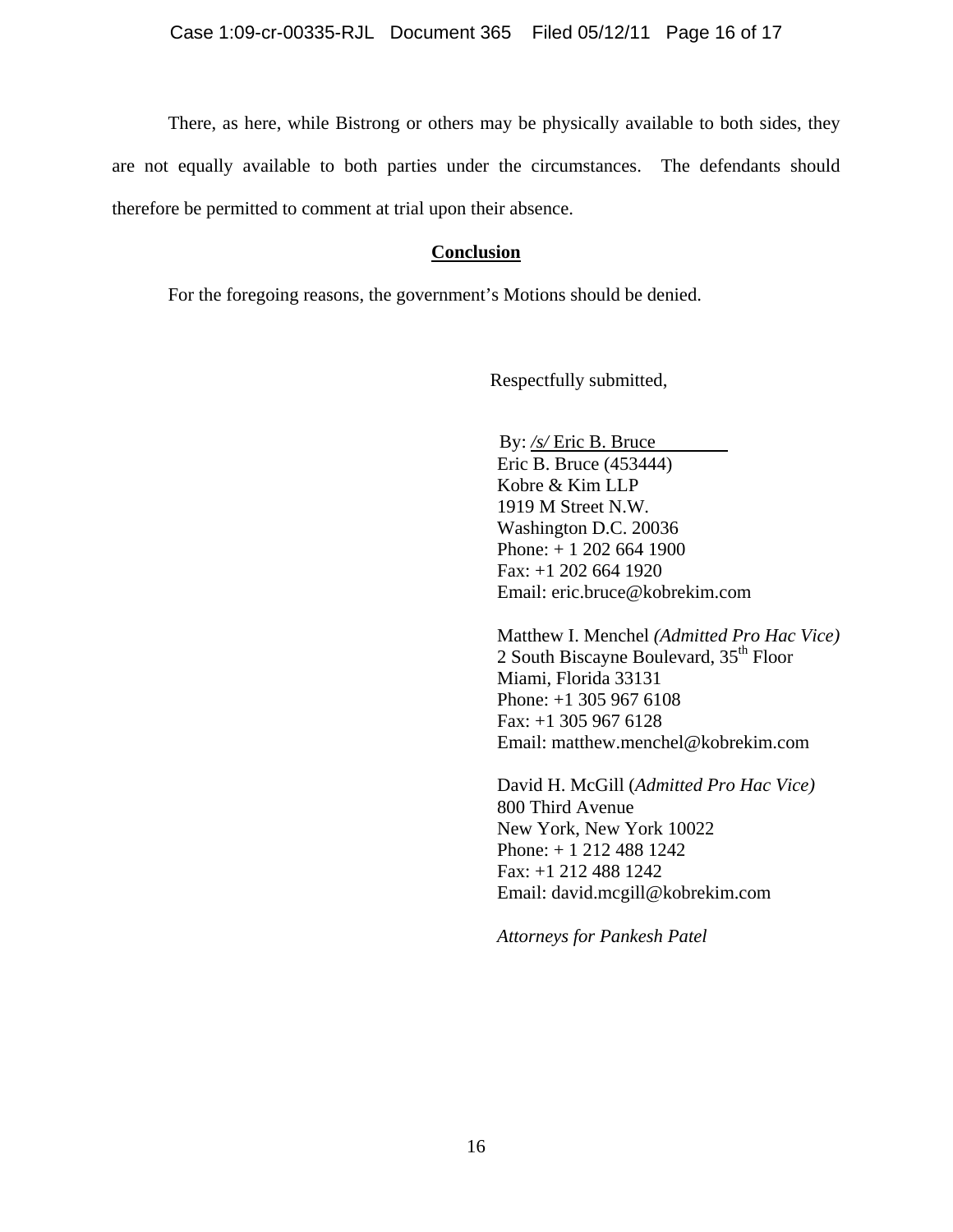There, as here, while Bistrong or others may be physically available to both sides, they are not equally available to both parties under the circumstances. The defendants should therefore be permitted to comment at trial upon their absence.

**Conclusion**

For the foregoing reasons, the government's Motions should be denied.

Respectfully submitted,

By: */s/* Eric B. Bruce  
Eric B. Bruce (453444)  
Kobre & Kim LLP  
1919 M Street N.W.  
Washington D.C. 20036  
Phone: + 1 202 664 1900  
Fax: +1 202 664 1920  
Email: eric.bruce@kobrekim.com

Matthew I. Menchel *(Admitted Pro Hac Vice)*  
2 South Biscayne Boulevard, 35th Floor  
Miami, Florida 33131  
Phone: +1 305 967 6108  
Fax: +1 305 967 6128  
Email: matthew.menchel@kobrekim.com

David H. McGill (*Admitted Pro Hac Vice)*  
800 Third Avenue  
New York, New York 10022  
Phone: + 1 212 488 1242  
Fax: +1 212 488 1242  
Email: david.mcgill@kobrekim.com

*Attorneys for Pankesh Patel*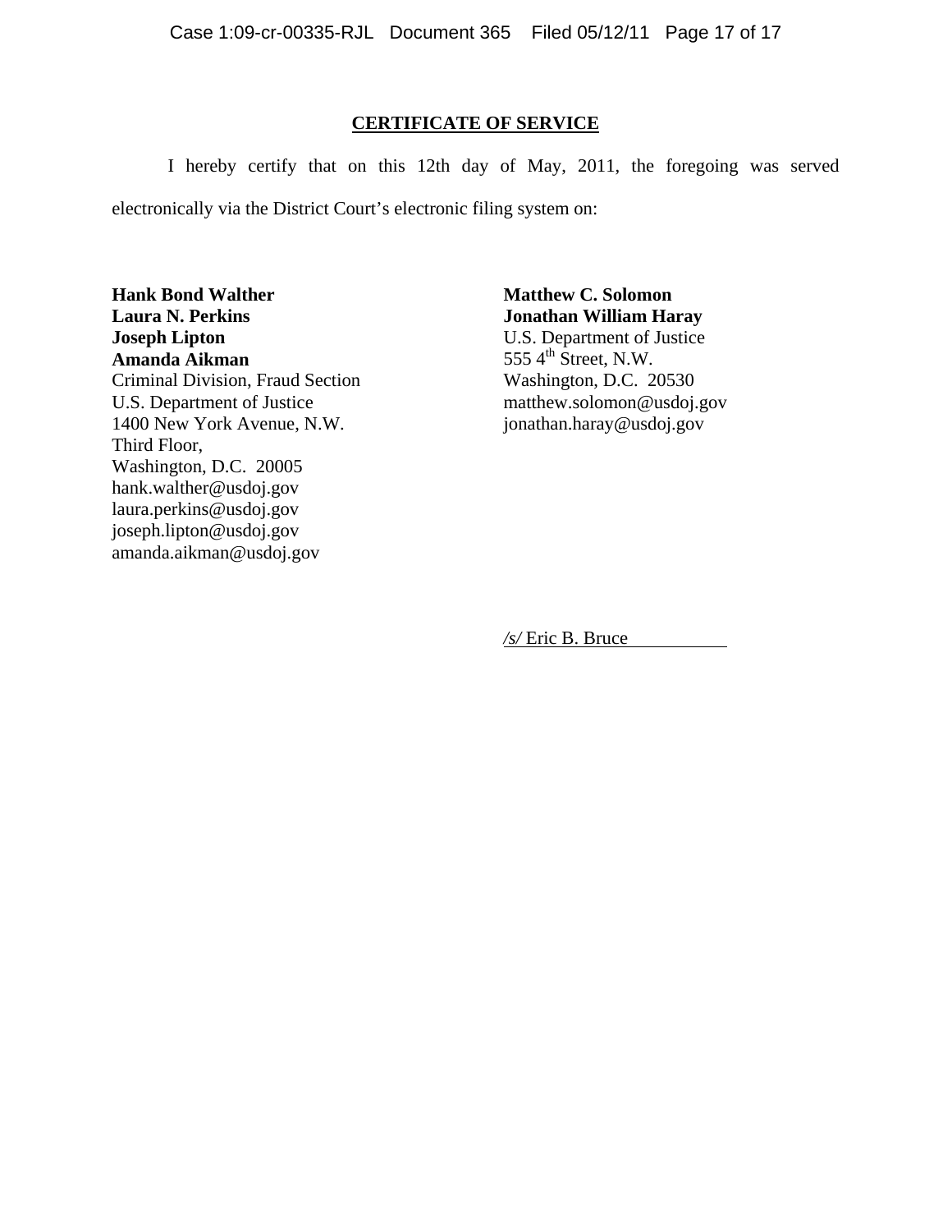## CERTIFICATE OF SERVICE

I hereby certify that on this 12th day of May, 2011, the foregoing was served electronically via the District Court's electronic filing system on:

**Hank Bond Walther**
**Laura N. Perkins**
**Joseph Lipton**
**Amanda Aikman**
Criminal Division, Fraud Section
U.S. Department of Justice
1400 New York Avenue, N.W.
Third Floor,
Washington, D.C. 20005
hank.walther@usdoj.gov
laura.perkins@usdoj.gov
joseph.lipton@usdoj.gov
amanda.aikman@usdoj.gov

**Matthew C. Solomon**
**Jonathan William Haray**
U.S. Department of Justice
555 4th Street, N.W.
Washington, D.C. 20530
matthew.solomon@usdoj.gov
jonathan.haray@usdoj.gov

*/s/* Eric B. Bruce